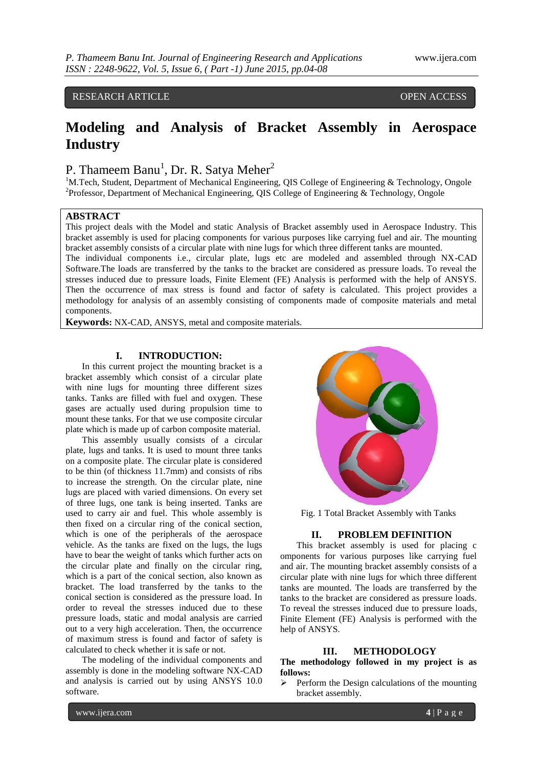RESEARCH ARTICLE OPEN ACCESS

# Modeling and Analysis of Bracket Assembly in Aerospace Industry

P. Thameem Banu[1], Dr. R. Satya Meher[2]

[1]M.Tech, Student, Department of Mechanical Engineering, QIS College of Engineering & Technology, Ongole
[2]Professor, Department of Mechanical Engineering, QIS College of Engineering & Technology, Ongole

## ABSTRACT

This project deals with the Model and static Analysis of Bracket assembly used in Aerospace Industry. This bracket assembly is used for placing components for various purposes like carrying fuel and air. The mounting bracket assembly consists of a circular plate with nine lugs for which three different tanks are mounted.

The individual components i.e., circular plate, lugs etc are modeled and assembled through NX-CAD Software.The loads are transferred by the tanks to the bracket are considered as pressure loads. To reveal the stresses induced due to pressure loads, Finite Element (FE) Analysis is performed with the help of ANSYS. Then the occurrence of max stress is found and factor of safety is calculated. This project provides a methodology for analysis of an assembly consisting of components made of composite materials and metal components.

**Keywords:** NX-CAD, ANSYS, metal and composite materials.

## I. INTRODUCTION:

In this current project the mounting bracket is a bracket assembly which consist of a circular plate with nine lugs for mounting three different sizes tanks. Tanks are filled with fuel and oxygen. These gases are actually used during propulsion time to mount these tanks. For that we use composite circular plate which is made up of carbon composite material.

This assembly usually consists of a circular plate, lugs and tanks. It is used to mount three tanks on a composite plate. The circular plate is considered to be thin (of thickness 11.7mm) and consists of ribs to increase the strength. On the circular plate, nine lugs are placed with varied dimensions. On every set of three lugs, one tank is being inserted. Tanks are used to carry air and fuel. This whole assembly is then fixed on a circular ring of the conical section, which is one of the peripherals of the aerospace vehicle. As the tanks are fixed on the lugs, the lugs have to bear the weight of tanks which further acts on the circular plate and finally on the circular ring, which is a part of the conical section, also known as bracket. The load transferred by the tanks to the conical section is considered as the pressure load. In order to reveal the stresses induced due to these pressure loads, static and modal analysis are carried out to a very high acceleration. Then, the occurrence of maximum stress is found and factor of safety is calculated to check whether it is safe or not.

The modeling of the individual components and assembly is done in the modeling software NX-CAD and analysis is carried out by using ANSYS 10.0 software.

Fig. 1 Total Bracket Assembly with Tanks

## II. PROBLEM DEFINITION

This bracket assembly is used for placing c omponents for various purposes like carrying fuel and air. The mounting bracket assembly consists of a circular plate with nine lugs for which three different tanks are mounted. The loads are transferred by the tanks to the bracket are considered as pressure loads. To reveal the stresses induced due to pressure loads, Finite Element (FE) Analysis is performed with the help of ANSYS.

## III. METHODOLOGY

**The methodology followed in my project is as follows:**

- Perform the Design calculations of the mounting bracket assembly.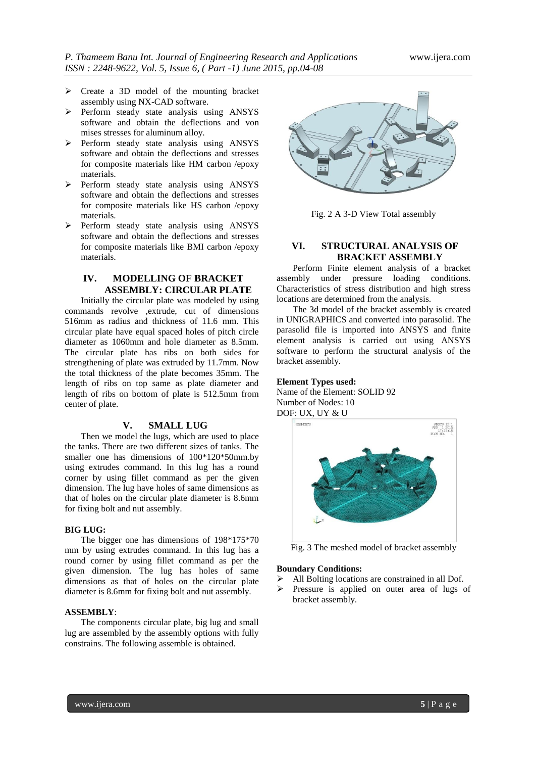- Create a 3D model of the mounting bracket assembly using NX-CAD software.
- Perform steady state analysis using ANSYS software and obtain the deflections and von mises stresses for aluminum alloy.
- Perform steady state analysis using ANSYS software and obtain the deflections and stresses for composite materials like HM carbon /epoxy materials.
- Perform steady state analysis using ANSYS software and obtain the deflections and stresses for composite materials like HS carbon /epoxy materials.
- Perform steady state analysis using ANSYS software and obtain the deflections and stresses for composite materials like BMI carbon /epoxy materials.

## IV. MODELLING OF BRACKET ASSEMBLY: CIRCULAR PLATE

Initially the circular plate was modeled by using commands revolve ,extrude, cut of dimensions 516mm as radius and thickness of 11.6 mm. This circular plate have equal spaced holes of pitch circle diameter as 1060mm and hole diameter as 8.5mm. The circular plate has ribs on both sides for strengthening of plate was extruded by 11.7mm. Now the total thickness of the plate becomes 35mm. The length of ribs on top same as plate diameter and length of ribs on bottom of plate is 512.5mm from center of plate.

## V. SMALL LUG

Then we model the lugs, which are used to place the tanks. There are two different sizes of tanks. The smaller one has dimensions of 100*120*50mm.by using extrudes command. In this lug has a round corner by using fillet command as per the given dimension. The lug have holes of same dimensions as that of holes on the circular plate diameter is 8.6mm for fixing bolt and nut assembly.

**BIG LUG:**

The bigger one has dimensions of 198*175*70 mm by using extrudes command. In this lug has a round corner by using fillet command as per the given dimension. The lug has holes of same dimensions as that of holes on the circular plate diameter is 8.6mm for fixing bolt and nut assembly.

**ASSEMBLY**:

The components circular plate, big lug and small lug are assembled by the assembly options with fully constrains. The following assemble is obtained.

Fig. 2 A 3-D View Total assembly

## VI. STRUCTURAL ANALYSIS OF BRACKET ASSEMBLY

Perform Finite element analysis of a bracket assembly under pressure loading conditions. Characteristics of stress distribution and high stress locations are determined from the analysis.

The 3d model of the bracket assembly is created in UNIGRAPHICS and converted into parasolid. The parasolid file is imported into ANSYS and finite element analysis is carried out using ANSYS software to perform the structural analysis of the bracket assembly.

**Element Types used:**

Name of the Element: SOLID 92
Number of Nodes: 10
DOF: UX, UY & U

Fig. 3 The meshed model of bracket assembly

**Boundary Conditions:**

- All Bolting locations are constrained in all Dof.
- Pressure is applied on outer area of lugs of bracket assembly.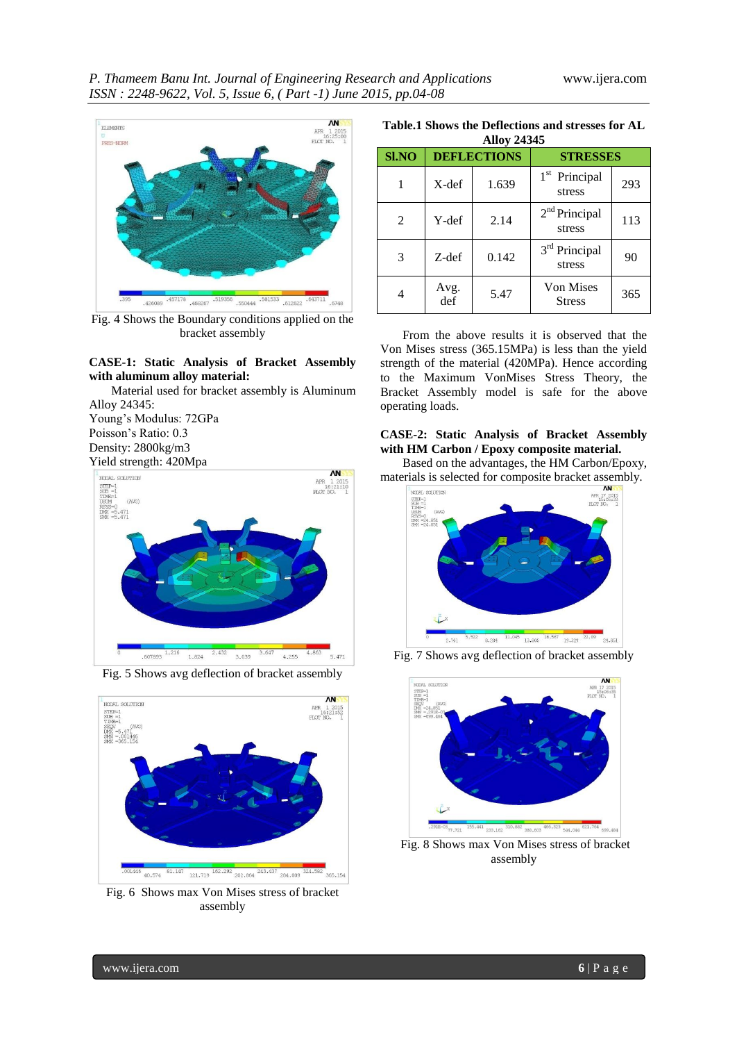Fig. 4 Shows the Boundary conditions applied on the bracket assembly

**CASE-1: Static Analysis of Bracket Assembly with aluminum alloy material:**

Material used for bracket assembly is Aluminum Alloy 24345:
Young's Modulus: 72GPa
Poisson's Ratio: 0.3
Density: 2800kg/m3
Yield strength: 420Mpa

Fig. 5 Shows avg deflection of bracket assembly

Fig. 6 Shows max Von Mises stress of bracket assembly

**Table.1 Shows the Deflections and stresses for AL Alloy 24345**

| Sl.NO | DEFLECTIONS | | STRESSES | |
|---|---|---|---|---|
| 1 | X-def | 1.639 | 1st Principal stress | 293 |
| 2 | Y-def | 2.14 | 2nd Principal stress | 113 |
| 3 | Z-def | 0.142 | 3rd Principal stress | 90 |
| 4 | Avg. def | 5.47 | Von Mises Stress | 365 |

From the above results it is observed that the Von Mises stress (365.15MPa) is less than the yield strength of the material (420MPa). Hence according to the Maximum VonMises Stress Theory, the Bracket Assembly model is safe for the above operating loads.

**CASE-2: Static Analysis of Bracket Assembly with HM Carbon / Epoxy composite material.**

Based on the advantages, the HM Carbon/Epoxy, materials is selected for composite bracket assembly.

Fig. 7 Shows avg deflection of bracket assembly

Fig. 8 Shows max Von Mises stress of bracket assembly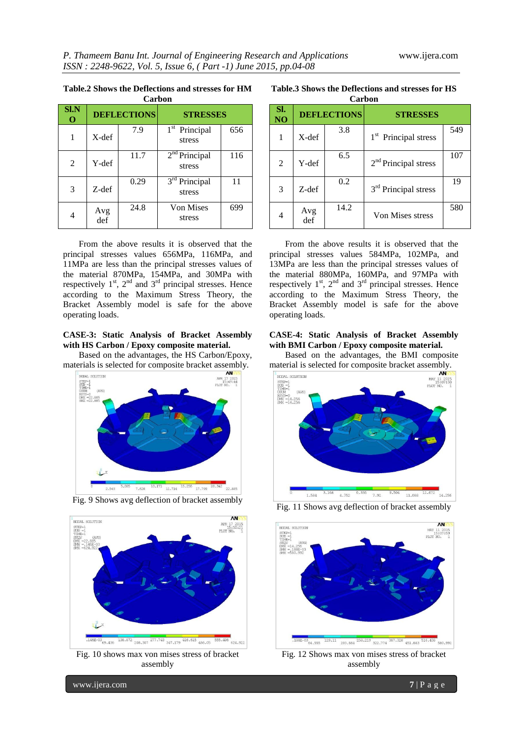**Table.2 Shows the Deflections and stresses for HM Carbon**

| Sl.NO | DEFLECTIONS | | STRESSES | |
|---|---|---|---|---|
| 1 | X-def | 7.9 | 1st Principal stress | 656 |
| 2 | Y-def | 11.7 | 2nd Principal stress | 116 |
| 3 | Z-def | 0.29 | 3rd Principal stress | 11 |
| 4 | Avg def | 24.8 | Von Mises stress | 699 |

From the above results it is observed that the principal stresses values 656MPa, 116MPa, and 11MPa are less than the principal stresses values of the material 870MPa, 154MPa, and 30MPa with respectively 1st, 2nd and 3rd principal stresses. Hence according to the Maximum Stress Theory, the Bracket Assembly model is safe for the above operating loads.

**CASE-3: Static Analysis of Bracket Assembly with HS Carbon / Epoxy composite material.**

Based on the advantages, the HS Carbon/Epoxy, materials is selected for composite bracket assembly.

Fig. 9 Shows avg deflection of bracket assembly

Fig. 10 shows max von mises stress of bracket assembly

**Table.3 Shows the Deflections and stresses for HS Carbon**

| Sl. NO | DEFLECTIONS | | STRESSES | |
|---|---|---|---|---|
| 1 | X-def | 3.8 | 1st Principal stress | 549 |
| 2 | Y-def | 6.5 | 2nd Principal stress | 107 |
| 3 | Z-def | 0.2 | 3rd Principal stress | 19 |
| 4 | Avg def | 14.2 | Von Mises stress | 580 |

From the above results it is observed that the principal stresses values 584MPa, 102MPa, and 13MPa are less than the principal stresses values of the material 880MPa, 160MPa, and 97MPa with respectively 1st, 2nd and 3rd principal stresses. Hence according to the Maximum Stress Theory, the Bracket Assembly model is safe for the above operating loads.

**CASE-4: Static Analysis of Bracket Assembly with BMI Carbon / Epoxy composite material.**

Based on the advantages, the BMI composite material is selected for composite bracket assembly.

Fig. 11 Shows avg deflection of bracket assembly

Fig. 12 Shows max von mises stress of bracket assembly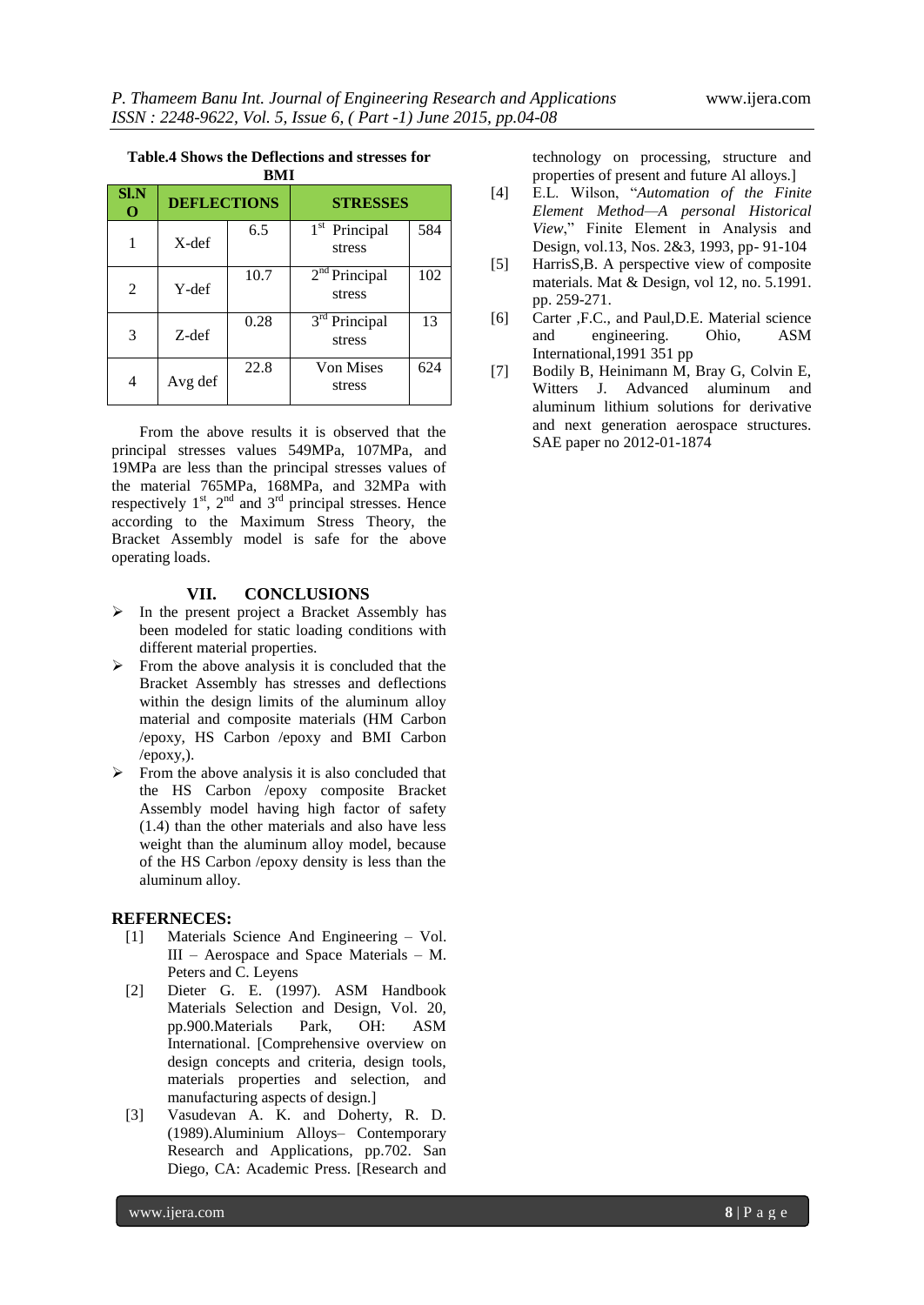**Table.4 Shows the Deflections and stresses for BMI**

| Sl.NO | DEFLECTIONS | | STRESSES | |
|---|---|---|---|---|
| 1 | X-def | 6.5 | 1st Principal stress | 584 |
| 2 | Y-def | 10.7 | 2nd Principal stress | 102 |
| 3 | Z-def | 0.28 | 3rd Principal stress | 13 |
| 4 | Avg def | 22.8 | Von Mises stress | 624 |

From the above results it is observed that the principal stresses values 549MPa, 107MPa, and 19MPa are less than the principal stresses values of the material 765MPa, 168MPa, and 32MPa with respectively 1st, 2nd and 3rd principal stresses. Hence according to the Maximum Stress Theory, the Bracket Assembly model is safe for the above operating loads.

## VII. CONCLUSIONS

- In the present project a Bracket Assembly has been modeled for static loading conditions with different material properties.
- From the above analysis it is concluded that the Bracket Assembly has stresses and deflections within the design limits of the aluminum alloy material and composite materials (HM Carbon /epoxy, HS Carbon /epoxy and BMI Carbon /epoxy,).
- From the above analysis it is also concluded that the HS Carbon /epoxy composite Bracket Assembly model having high factor of safety (1.4) than the other materials and also have less weight than the aluminum alloy model, because of the HS Carbon /epoxy density is less than the aluminum alloy.

## REFERNECES:

[1] Materials Science And Engineering – Vol. III – Aerospace and Space Materials – M. Peters and C. Leyens

[2] Dieter G. E. (1997). ASM Handbook Materials Selection and Design, Vol. 20, pp.900.Materials Park, OH: ASM International. [Comprehensive overview on design concepts and criteria, design tools, materials properties and selection, and manufacturing aspects of design.]

[3] Vasudevan A. K. and Doherty, R. D. (1989).Aluminium Alloys– Contemporary Research and Applications, pp.702. San Diego, CA: Academic Press. [Research and technology on processing, structure and properties of present and future Al alloys.]

[4] E.L. Wilson, "*Automation of the Finite Element Method—A personal Historical View*," Finite Element in Analysis and Design, vol.13, Nos. 2&3, 1993, pp- 91-104

[5] HarrisS,B. A perspective view of composite materials. Mat & Design, vol 12, no. 5.1991. pp. 259-271.

[6] Carter ,F.C., and Paul,D.E. Material science and engineering. Ohio, ASM International,1991 351 pp

[7] Bodily B, Heinimann M, Bray G, Colvin E, Witters J. Advanced aluminum and aluminum lithium solutions for derivative and next generation aerospace structures. SAE paper no 2012-01-1874